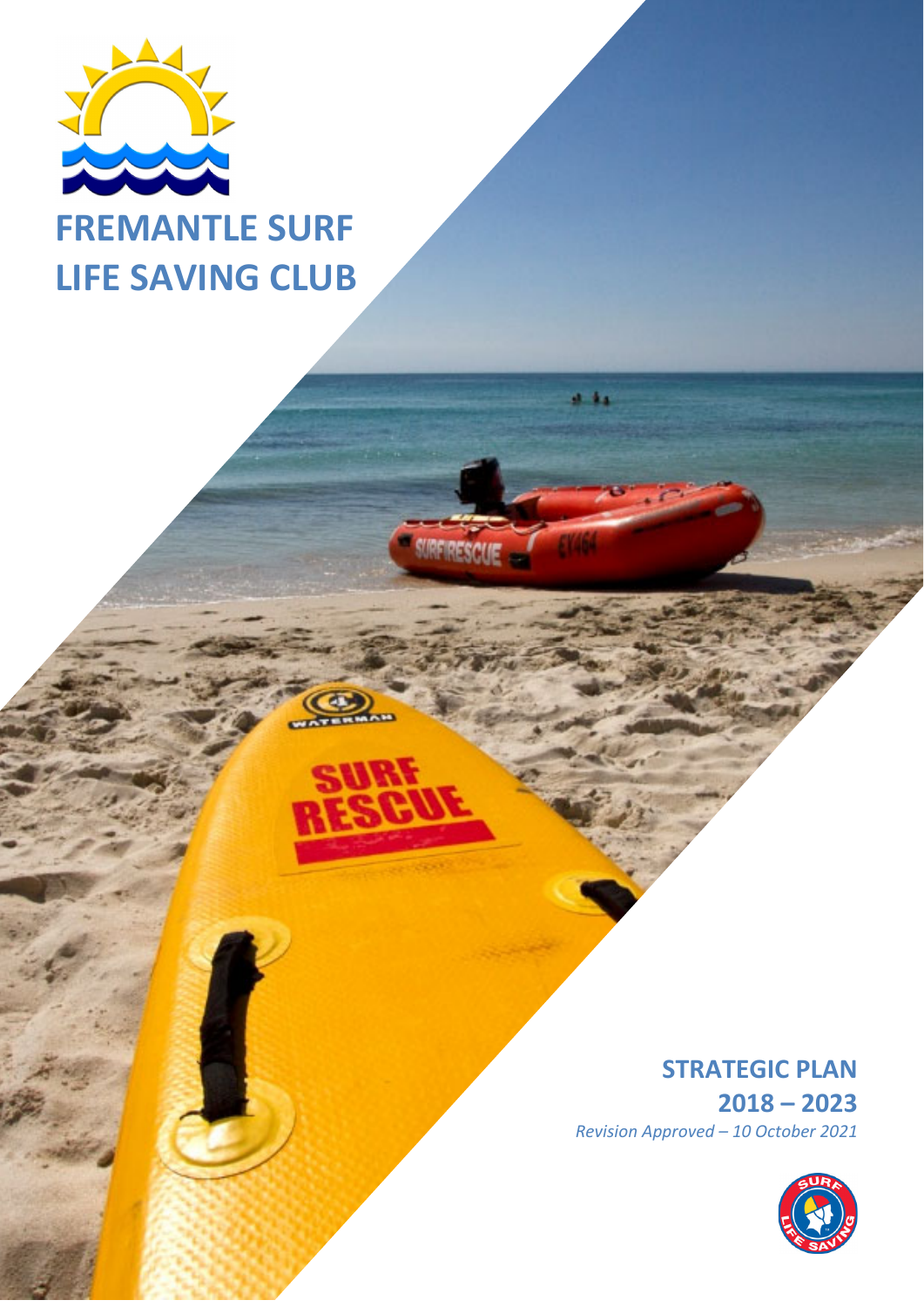# FREMANTLE SURF LIFE SAVING CLUB

## STRATEGIC PLAN 2018 – 2023

*Revision Approved – 10 October 2021*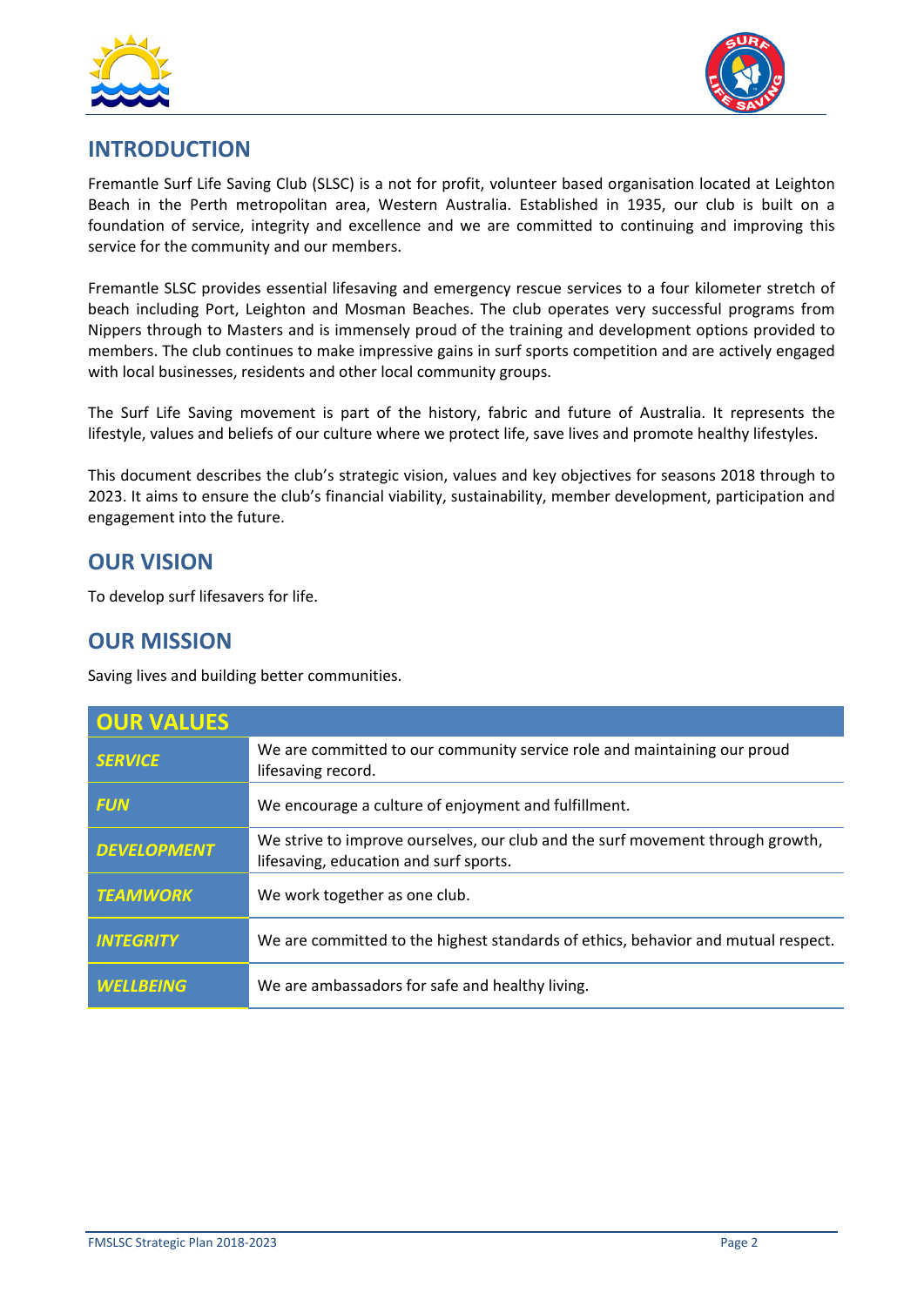## INTRODUCTION

Fremantle Surf Life Saving Club (SLSC) is a not for profit, volunteer based organisation located at Leighton Beach in the Perth metropolitan area, Western Australia. Established in 1935, our club is built on a foundation of service, integrity and excellence and we are committed to continuing and improving this service for the community and our members.

Fremantle SLSC provides essential lifesaving and emergency rescue services to a four kilometer stretch of beach including Port, Leighton and Mosman Beaches. The club operates very successful programs from Nippers through to Masters and is immensely proud of the training and development options provided to members. The club continues to make impressive gains in surf sports competition and are actively engaged with local businesses, residents and other local community groups.

The Surf Life Saving movement is part of the history, fabric and future of Australia. It represents the lifestyle, values and beliefs of our culture where we protect life, save lives and promote healthy lifestyles.

This document describes the club's strategic vision, values and key objectives for seasons 2018 through to 2023. It aims to ensure the club's financial viability, sustainability, member development, participation and engagement into the future.

## OUR VISION

To develop surf lifesavers for life.

## OUR MISSION

Saving lives and building better communities.

| OUR VALUES | |
|---|---|
| ***SERVICE*** | We are committed to our community service role and maintaining our proud lifesaving record. |
| ***FUN*** | We encourage a culture of enjoyment and fulfillment. |
| ***DEVELOPMENT*** | We strive to improve ourselves, our club and the surf movement through growth, lifesaving, education and surf sports. |
| ***TEAMWORK*** | We work together as one club. |
| ***INTEGRITY*** | We are committed to the highest standards of ethics, behavior and mutual respect. |
| ***WELLBEING*** | We are ambassadors for safe and healthy living. |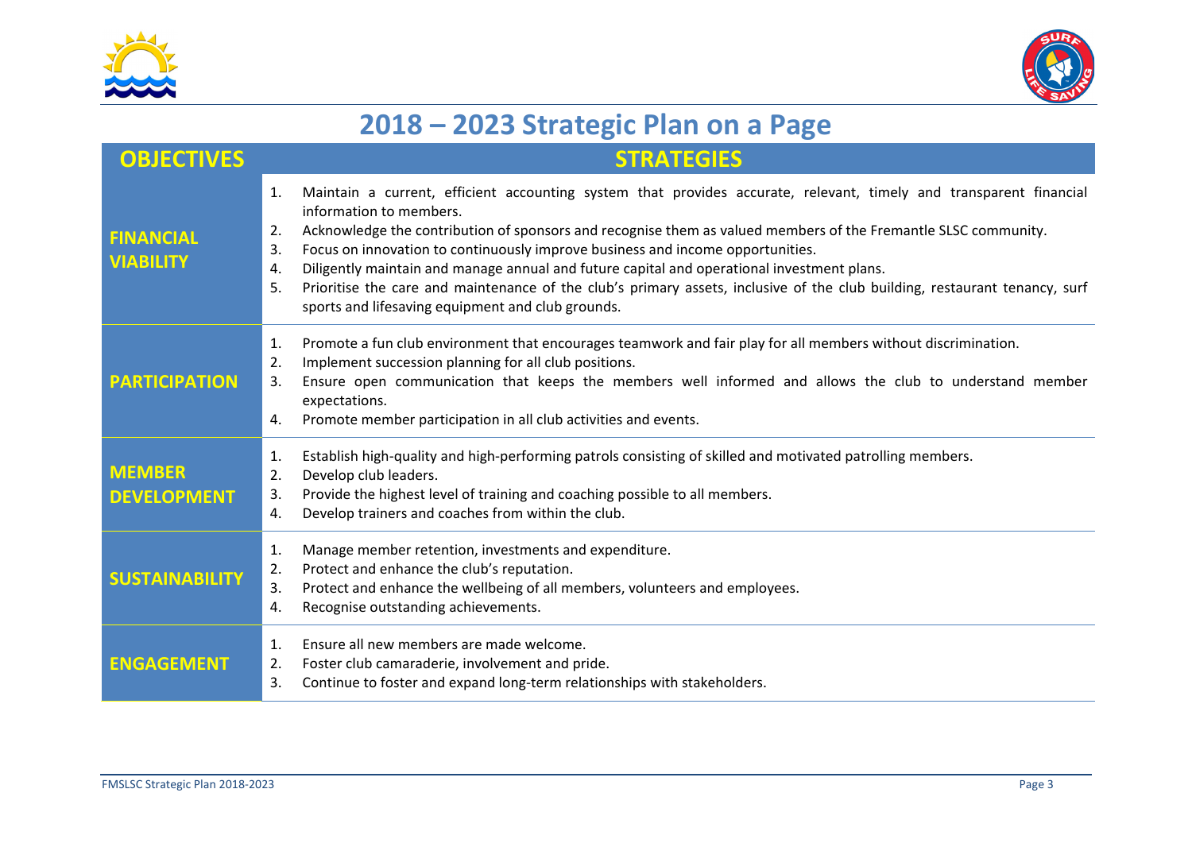# 2018 – 2023 Strategic Plan on a Page

| OBJECTIVES | STRATEGIES |
|---|---|
| **FINANCIAL VIABILITY** | 1. Maintain a current, efficient accounting system that provides accurate, relevant, timely and transparent financial information to members.<br>2. Acknowledge the contribution of sponsors and recognise them as valued members of the Fremantle SLSC community.<br>3. Focus on innovation to continuously improve business and income opportunities.<br>4. Diligently maintain and manage annual and future capital and operational investment plans.<br>5. Prioritise the care and maintenance of the club's primary assets, inclusive of the club building, restaurant tenancy, surf sports and lifesaving equipment and club grounds. |
| **PARTICIPATION** | 1. Promote a fun club environment that encourages teamwork and fair play for all members without discrimination.<br>2. Implement succession planning for all club positions.<br>3. Ensure open communication that keeps the members well informed and allows the club to understand member expectations.<br>4. Promote member participation in all club activities and events. |
| **MEMBER DEVELOPMENT** | 1. Establish high-quality and high-performing patrols consisting of skilled and motivated patrolling members.<br>2. Develop club leaders.<br>3. Provide the highest level of training and coaching possible to all members.<br>4. Develop trainers and coaches from within the club. |
| **SUSTAINABILITY** | 1. Manage member retention, investments and expenditure.<br>2. Protect and enhance the club's reputation.<br>3. Protect and enhance the wellbeing of all members, volunteers and employees.<br>4. Recognise outstanding achievements. |
| **ENGAGEMENT** | 1. Ensure all new members are made welcome.<br>2. Foster club camaraderie, involvement and pride.<br>3. Continue to foster and expand long-term relationships with stakeholders. |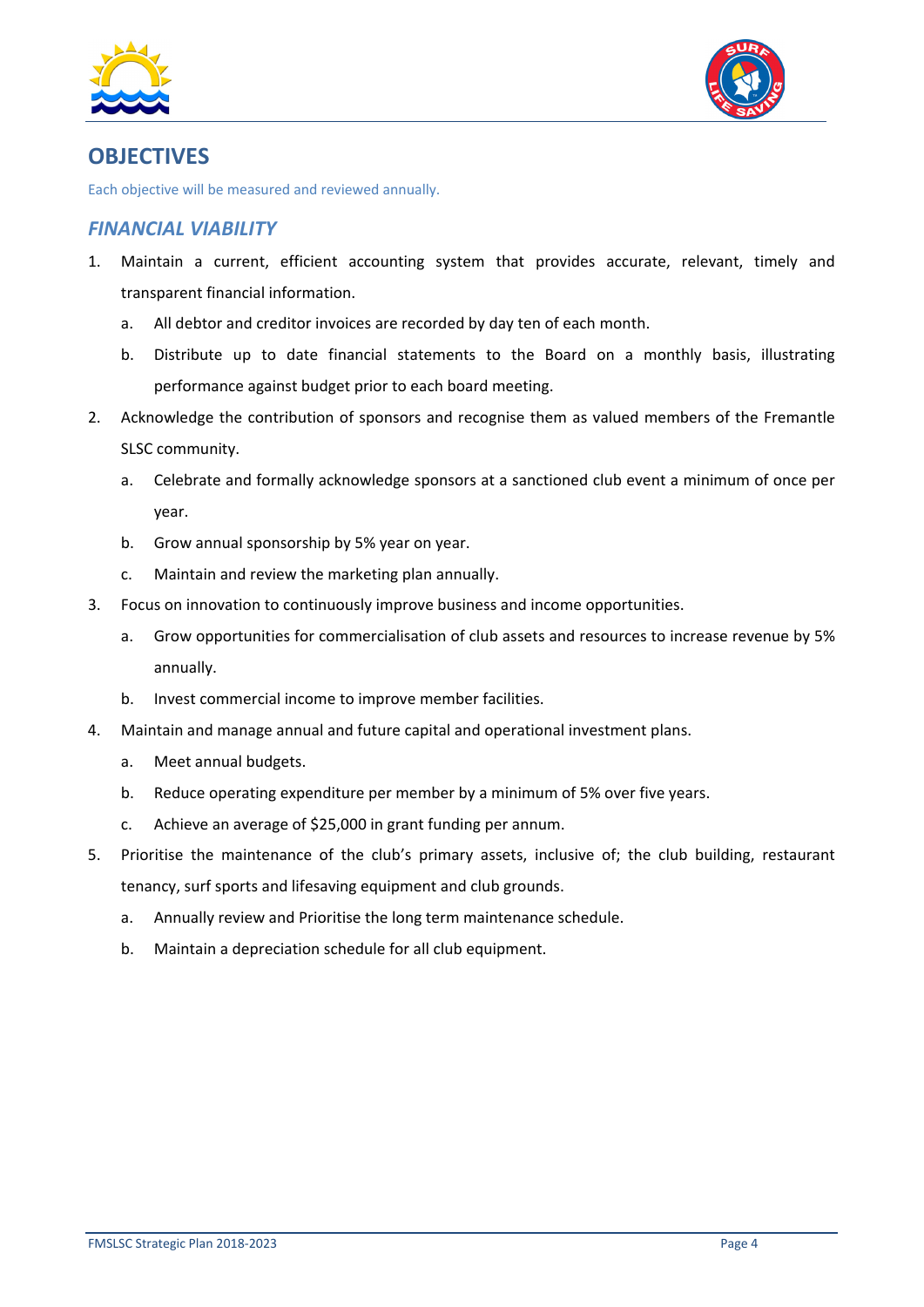## OBJECTIVES

Each objective will be measured and reviewed annually.

### *FINANCIAL VIABILITY*

1. Maintain a current, efficient accounting system that provides accurate, relevant, timely and transparent financial information.
   a. All debtor and creditor invoices are recorded by day ten of each month.
   b. Distribute up to date financial statements to the Board on a monthly basis, illustrating performance against budget prior to each board meeting.
2. Acknowledge the contribution of sponsors and recognise them as valued members of the Fremantle SLSC community.
   a. Celebrate and formally acknowledge sponsors at a sanctioned club event a minimum of once per year.
   b. Grow annual sponsorship by 5% year on year.
   c. Maintain and review the marketing plan annually.
3. Focus on innovation to continuously improve business and income opportunities.
   a. Grow opportunities for commercialisation of club assets and resources to increase revenue by 5% annually.
   b. Invest commercial income to improve member facilities.
4. Maintain and manage annual and future capital and operational investment plans.
   a. Meet annual budgets.
   b. Reduce operating expenditure per member by a minimum of 5% over five years.
   c. Achieve an average of $25,000 in grant funding per annum.
5. Prioritise the maintenance of the club's primary assets, inclusive of; the club building, restaurant tenancy, surf sports and lifesaving equipment and club grounds.
   a. Annually review and Prioritise the long term maintenance schedule.
   b. Maintain a depreciation schedule for all club equipment.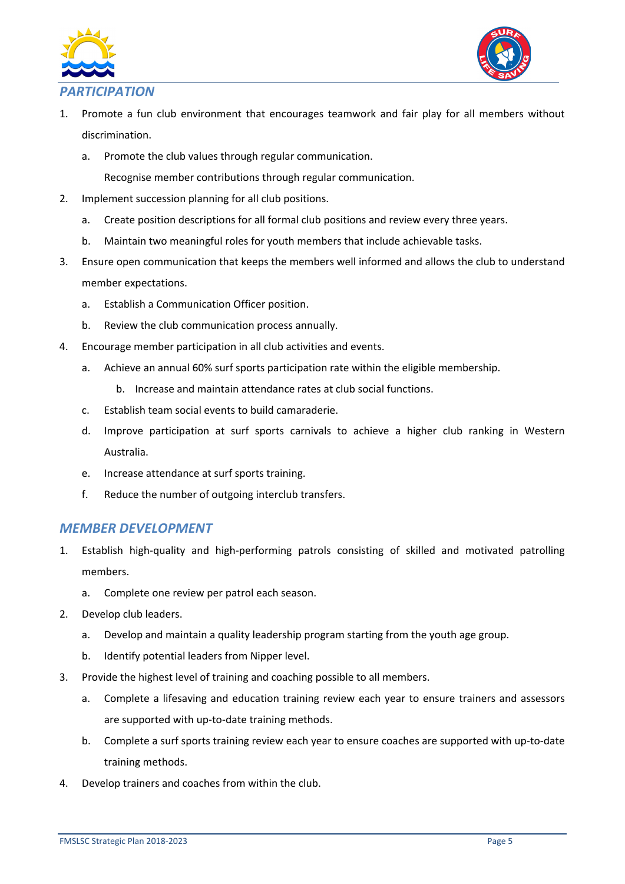## *PARTICIPATION*

1. Promote a fun club environment that encourages teamwork and fair play for all members without discrimination.
   a. Promote the club values through regular communication.
   Recognise member contributions through regular communication.
2. Implement succession planning for all club positions.
   a. Create position descriptions for all formal club positions and review every three years.
   b. Maintain two meaningful roles for youth members that include achievable tasks.
3. Ensure open communication that keeps the members well informed and allows the club to understand member expectations.
   a. Establish a Communication Officer position.
   b. Review the club communication process annually.
4. Encourage member participation in all club activities and events.
   a. Achieve an annual 60% surf sports participation rate within the eligible membership.
   b. Increase and maintain attendance rates at club social functions.
   c. Establish team social events to build camaraderie.
   d. Improve participation at surf sports carnivals to achieve a higher club ranking in Western Australia.
   e. Increase attendance at surf sports training.
   f. Reduce the number of outgoing interclub transfers.

## *MEMBER DEVELOPMENT*

1. Establish high-quality and high-performing patrols consisting of skilled and motivated patrolling members.
   a. Complete one review per patrol each season.
2. Develop club leaders.
   a. Develop and maintain a quality leadership program starting from the youth age group.
   b. Identify potential leaders from Nipper level.
3. Provide the highest level of training and coaching possible to all members.
   a. Complete a lifesaving and education training review each year to ensure trainers and assessors are supported with up-to-date training methods.
   b. Complete a surf sports training review each year to ensure coaches are supported with up-to-date training methods.
4. Develop trainers and coaches from within the club.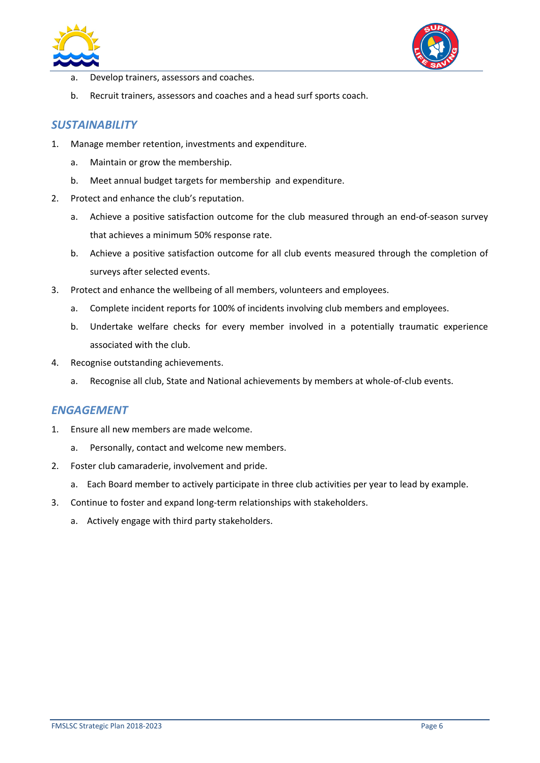a. Develop trainers, assessors and coaches.

b. Recruit trainers, assessors and coaches and a head surf sports coach.

## *SUSTAINABILITY*

1. Manage member retention, investments and expenditure.

    a. Maintain or grow the membership.

    b. Meet annual budget targets for membership and expenditure.

2. Protect and enhance the club's reputation.

    a. Achieve a positive satisfaction outcome for the club measured through an end-of-season survey that achieves a minimum 50% response rate.

    b. Achieve a positive satisfaction outcome for all club events measured through the completion of surveys after selected events.

3. Protect and enhance the wellbeing of all members, volunteers and employees.

    a. Complete incident reports for 100% of incidents involving club members and employees.

    b. Undertake welfare checks for every member involved in a potentially traumatic experience associated with the club.

4. Recognise outstanding achievements.

    a. Recognise all club, State and National achievements by members at whole-of-club events.

## *ENGAGEMENT*

1. Ensure all new members are made welcome.

    a. Personally, contact and welcome new members.

2. Foster club camaraderie, involvement and pride.

    a. Each Board member to actively participate in three club activities per year to lead by example.

3. Continue to foster and expand long-term relationships with stakeholders.

    a. Actively engage with third party stakeholders.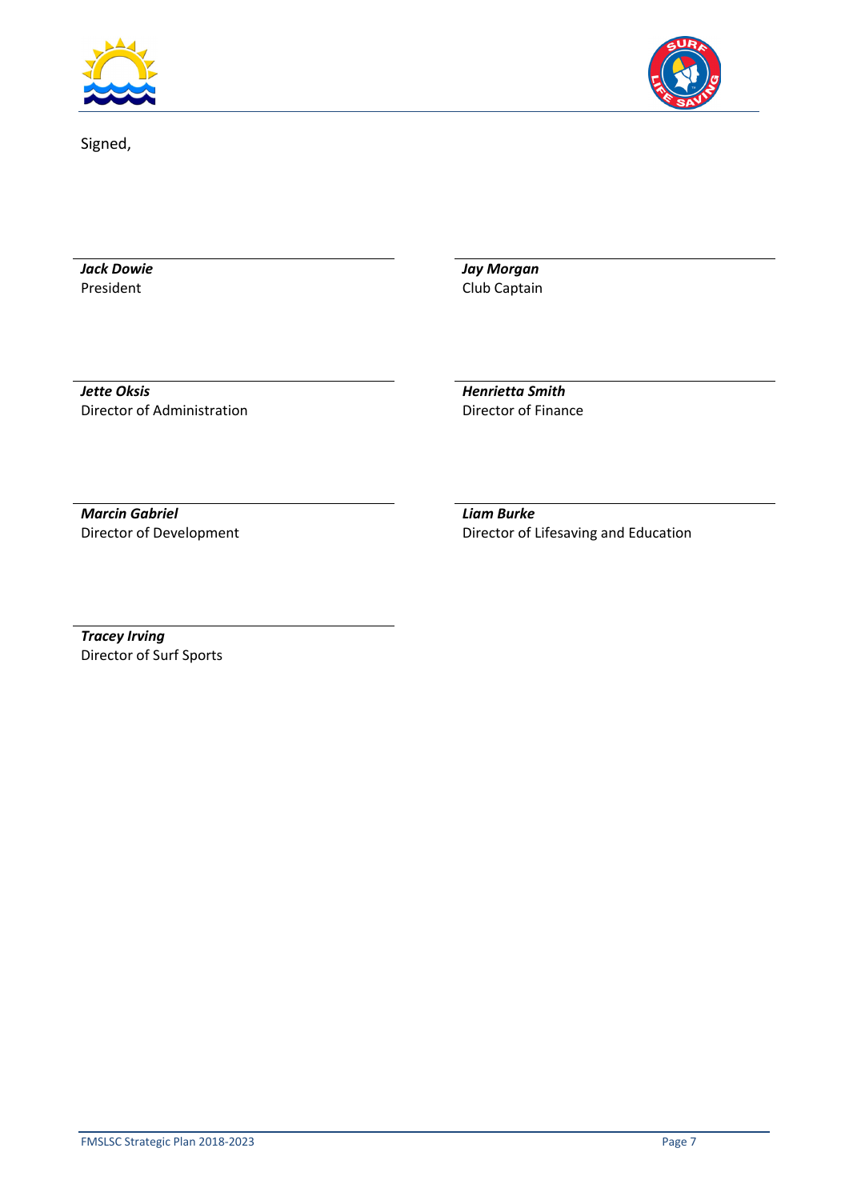Signed,

***Jack Dowie***
President

***Jay Morgan***
Club Captain

***Jette Oksis***
Director of Administration

***Henrietta Smith***
Director of Finance

***Marcin Gabriel***
Director of Development

***Liam Burke***
Director of Lifesaving and Education

***Tracey Irving***
Director of Surf Sports